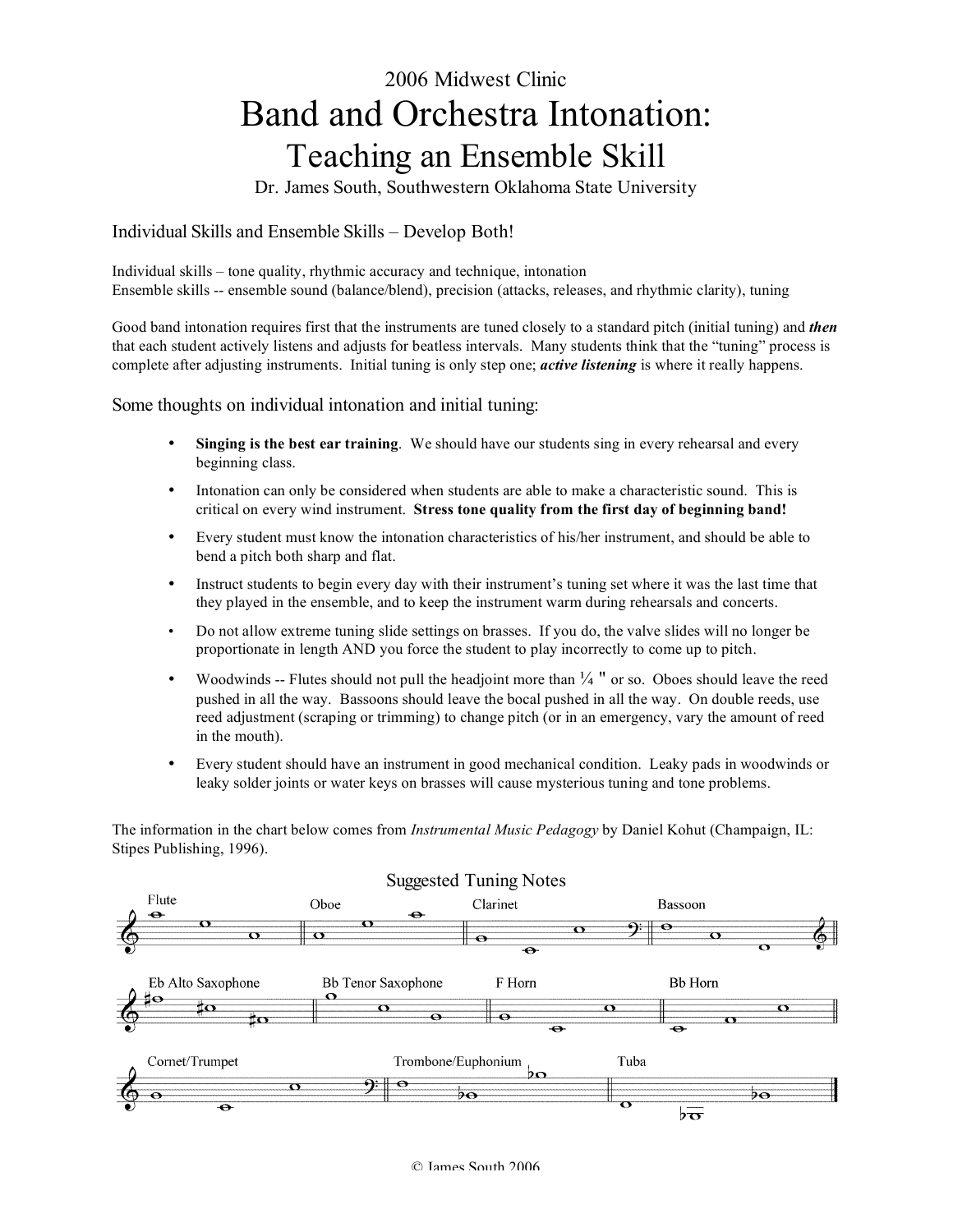2006 Midwest Clinic

# Band and Orchestra Intonation:

## Teaching an Ensemble Skill

Dr. James South, Southwestern Oklahoma State University

### Individual Skills and Ensemble Skills – Develop Both!

Individual skills – tone quality, rhythmic accuracy and technique, intonation
Ensemble skills -- ensemble sound (balance/blend), precision (attacks, releases, and rhythmic clarity), tuning

Good band intonation requires first that the instruments are tuned closely to a standard pitch (initial tuning) and ***then*** that each student actively listens and adjusts for beatless intervals. Many students think that the "tuning" process is complete after adjusting instruments. Initial tuning is only step one; ***active listening*** is where it really happens.

### Some thoughts on individual intonation and initial tuning:

- **Singing is the best ear training**. We should have our students sing in every rehearsal and every beginning class.
- Intonation can only be considered when students are able to make a characteristic sound. This is critical on every wind instrument. **Stress tone quality from the first day of beginning band!**
- Every student must know the intonation characteristics of his/her instrument, and should be able to bend a pitch both sharp and flat.
- Instruct students to begin every day with their instrument's tuning set where it was the last time that they played in the ensemble, and to keep the instrument warm during rehearsals and concerts.
- Do not allow extreme tuning slide settings on brasses. If you do, the valve slides will no longer be proportionate in length AND you force the student to play incorrectly to come up to pitch.
- Woodwinds -- Flutes should not pull the headjoint more than ¼ " or so. Oboes should leave the reed pushed in all the way. Bassoons should leave the bocal pushed in all the way. On double reeds, use reed adjustment (scraping or trimming) to change pitch (or in an emergency, vary the amount of reed in the mouth).
- Every student should have an instrument in good mechanical condition. Leaky pads in woodwinds or leaky solder joints or water keys on brasses will cause mysterious tuning and tone problems.

The information in the chart below comes from *Instrumental Music Pedagogy* by Daniel Kohut (Champaign, IL: Stipes Publishing, 1996).

Suggested Tuning Notes

Flute | Oboe | Clarinet | Bassoon

Eb Alto Saxophone | Bb Tenor Saxophone | F Horn | Bb Horn

Cornet/Trumpet | Trombone/Euphonium | Tuba

© James South 2006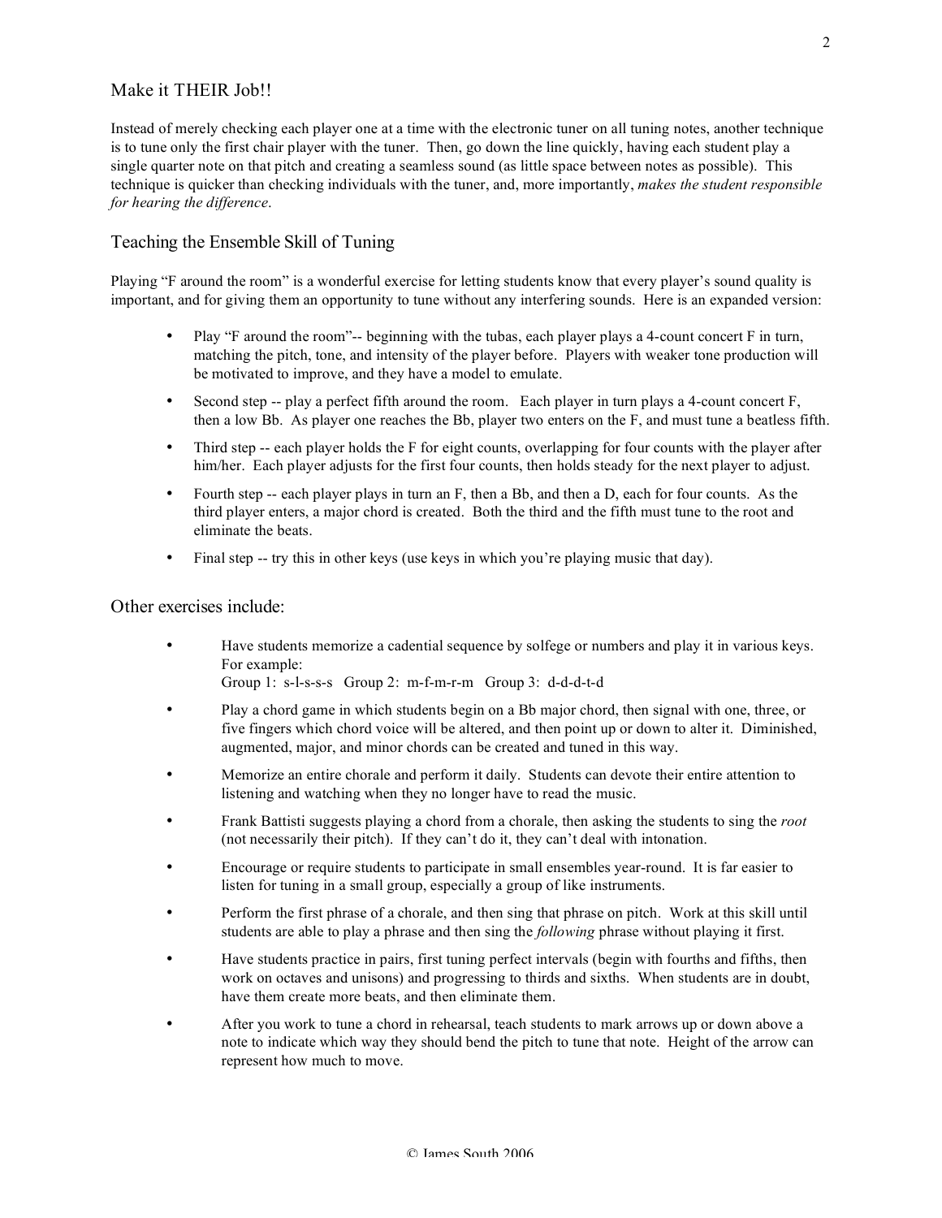## Make it THEIR Job!!

Instead of merely checking each player one at a time with the electronic tuner on all tuning notes, another technique is to tune only the first chair player with the tuner. Then, go down the line quickly, having each student play a single quarter note on that pitch and creating a seamless sound (as little space between notes as possible). This technique is quicker than checking individuals with the tuner, and, more importantly, *makes the student responsible for hearing the difference*.

## Teaching the Ensemble Skill of Tuning

Playing "F around the room" is a wonderful exercise for letting students know that every player's sound quality is important, and for giving them an opportunity to tune without any interfering sounds. Here is an expanded version:

- Play "F around the room"-- beginning with the tubas, each player plays a 4-count concert F in turn, matching the pitch, tone, and intensity of the player before. Players with weaker tone production will be motivated to improve, and they have a model to emulate.
- Second step -- play a perfect fifth around the room. Each player in turn plays a 4-count concert F, then a low Bb. As player one reaches the Bb, player two enters on the F, and must tune a beatless fifth.
- Third step -- each player holds the F for eight counts, overlapping for four counts with the player after him/her. Each player adjusts for the first four counts, then holds steady for the next player to adjust.
- Fourth step -- each player plays in turn an F, then a Bb, and then a D, each for four counts. As the third player enters, a major chord is created. Both the third and the fifth must tune to the root and eliminate the beats.
- Final step -- try this in other keys (use keys in which you're playing music that day).

## Other exercises include:

- Have students memorize a cadential sequence by solfege or numbers and play it in various keys. For example:
  Group 1: s-l-s-s-s Group 2: m-f-m-r-m Group 3: d-d-d-t-d
- Play a chord game in which students begin on a Bb major chord, then signal with one, three, or five fingers which chord voice will be altered, and then point up or down to alter it. Diminished, augmented, major, and minor chords can be created and tuned in this way.
- Memorize an entire chorale and perform it daily. Students can devote their entire attention to listening and watching when they no longer have to read the music.
- Frank Battisti suggests playing a chord from a chorale, then asking the students to sing the *root* (not necessarily their pitch). If they can't do it, they can't deal with intonation.
- Encourage or require students to participate in small ensembles year-round. It is far easier to listen for tuning in a small group, especially a group of like instruments.
- Perform the first phrase of a chorale, and then sing that phrase on pitch. Work at this skill until students are able to play a phrase and then sing the *following* phrase without playing it first.
- Have students practice in pairs, first tuning perfect intervals (begin with fourths and fifths, then work on octaves and unisons) and progressing to thirds and sixths. When students are in doubt, have them create more beats, and then eliminate them.
- After you work to tune a chord in rehearsal, teach students to mark arrows up or down above a note to indicate which way they should bend the pitch to tune that note. Height of the arrow can represent how much to move.

© James South 2006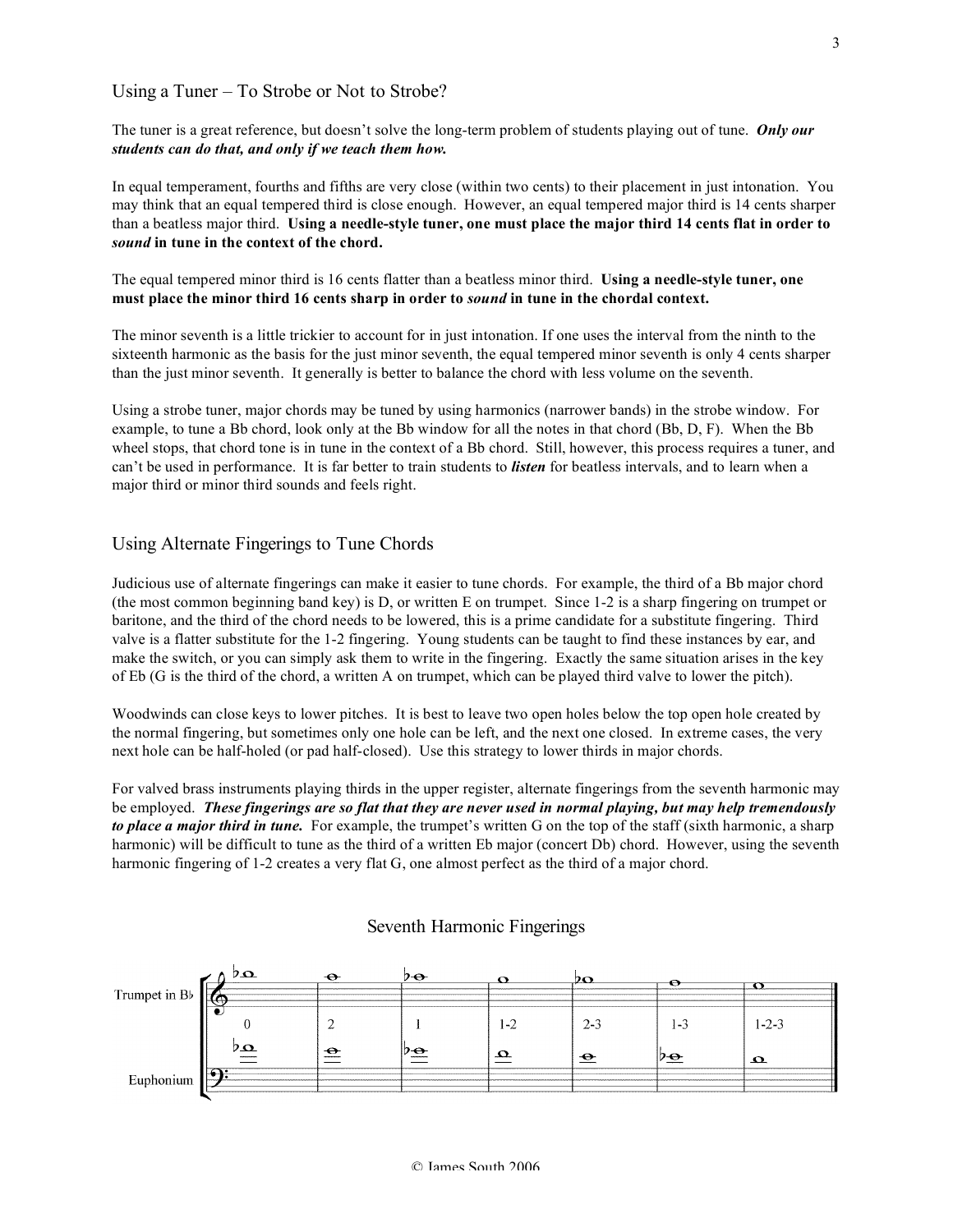## Using a Tuner – To Strobe or Not to Strobe?

The tuner is a great reference, but doesn't solve the long-term problem of students playing out of tune. ***Only our students can do that, and only if we teach them how.***

In equal temperament, fourths and fifths are very close (within two cents) to their placement in just intonation. You may think that an equal tempered third is close enough. However, an equal tempered major third is 14 cents sharper than a beatless major third. **Using a needle-style tuner, one must place the major third 14 cents flat in order to *sound* in tune in the context of the chord.**

The equal tempered minor third is 16 cents flatter than a beatless minor third. **Using a needle-style tuner, one must place the minor third 16 cents sharp in order to *sound* in tune in the chordal context.**

The minor seventh is a little trickier to account for in just intonation. If one uses the interval from the ninth to the sixteenth harmonic as the basis for the just minor seventh, the equal tempered minor seventh is only 4 cents sharper than the just minor seventh. It generally is better to balance the chord with less volume on the seventh.

Using a strobe tuner, major chords may be tuned by using harmonics (narrower bands) in the strobe window. For example, to tune a Bb chord, look only at the Bb window for all the notes in that chord (Bb, D, F). When the Bb wheel stops, that chord tone is in tune in the context of a Bb chord. Still, however, this process requires a tuner, and can't be used in performance. It is far better to train students to ***listen*** for beatless intervals, and to learn when a major third or minor third sounds and feels right.

## Using Alternate Fingerings to Tune Chords

Judicious use of alternate fingerings can make it easier to tune chords. For example, the third of a Bb major chord (the most common beginning band key) is D, or written E on trumpet. Since 1-2 is a sharp fingering on trumpet or baritone, and the third of the chord needs to be lowered, this is a prime candidate for a substitute fingering. Third valve is a flatter substitute for the 1-2 fingering. Young students can be taught to find these instances by ear, and make the switch, or you can simply ask them to write in the fingering. Exactly the same situation arises in the key of Eb (G is the third of the chord, a written A on trumpet, which can be played third valve to lower the pitch).

Woodwinds can close keys to lower pitches. It is best to leave two open holes below the top open hole created by the normal fingering, but sometimes only one hole can be left, and the next one closed. In extreme cases, the very next hole can be half-holed (or pad half-closed). Use this strategy to lower thirds in major chords.

For valved brass instruments playing thirds in the upper register, alternate fingerings from the seventh harmonic may be employed. ***These fingerings are so flat that they are never used in normal playing, but may help tremendously to place a major third in tune.*** For example, the trumpet's written G on the top of the staff (sixth harmonic, a sharp harmonic) will be difficult to tune as the third of a written Eb major (concert Db) chord. However, using the seventh harmonic fingering of 1-2 creates a very flat G, one almost perfect as the third of a major chord.

### Seventh Harmonic Fingerings

| Instrument | | | | | | | |
|---|---|---|---|---|---|---|---|
| Trumpet in Bb | Bb | A | Ab | G | Gb | F | E |
| Fingering | 0 | 2 | 1 | 1-2 | 2-3 | 1-3 | 1-2-3 |
| Euphonium | Ab | G | Gb | F | E | Eb | D |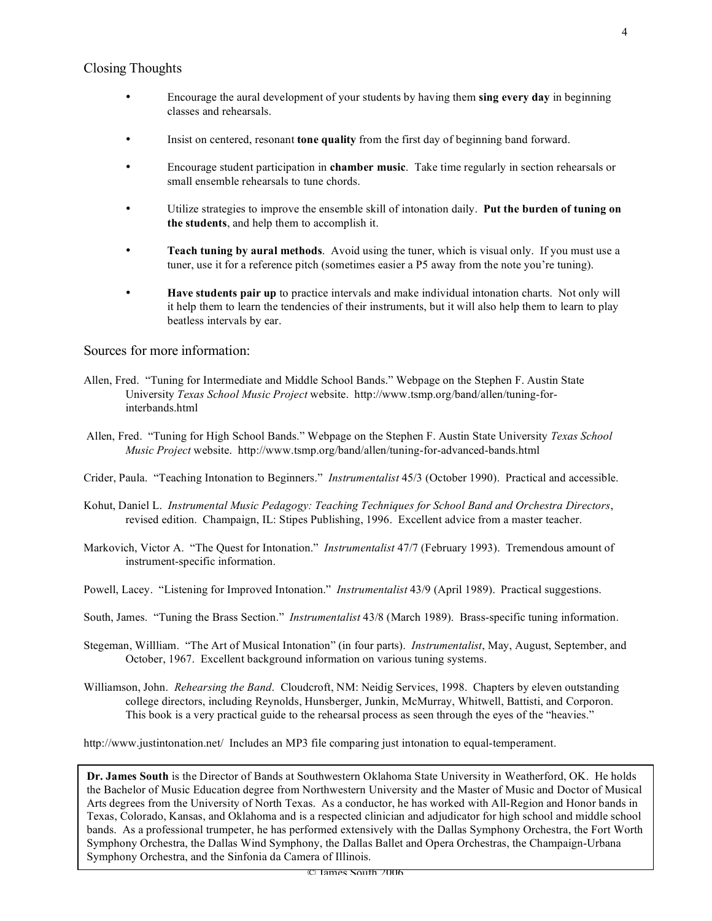## Closing Thoughts

- Encourage the aural development of your students by having them **sing every day** in beginning classes and rehearsals.
- Insist on centered, resonant **tone quality** from the first day of beginning band forward.
- Encourage student participation in **chamber music**. Take time regularly in section rehearsals or small ensemble rehearsals to tune chords.
- Utilize strategies to improve the ensemble skill of intonation daily. **Put the burden of tuning on the students**, and help them to accomplish it.
- **Teach tuning by aural methods**. Avoid using the tuner, which is visual only. If you must use a tuner, use it for a reference pitch (sometimes easier a P5 away from the note you're tuning).
- **Have students pair up** to practice intervals and make individual intonation charts. Not only will it help them to learn the tendencies of their instruments, but it will also help them to learn to play beatless intervals by ear.

## Sources for more information:

Allen, Fred. "Tuning for Intermediate and Middle School Bands." Webpage on the Stephen F. Austin State University *Texas School Music Project* website. http://www.tsmp.org/band/allen/tuning-for-interbands.html

Allen, Fred. "Tuning for High School Bands." Webpage on the Stephen F. Austin State University *Texas School Music Project* website. http://www.tsmp.org/band/allen/tuning-for-advanced-bands.html

Crider, Paula. "Teaching Intonation to Beginners." *Instrumentalist* 45/3 (October 1990). Practical and accessible.

Kohut, Daniel L. *Instrumental Music Pedagogy: Teaching Techniques for School Band and Orchestra Directors*, revised edition. Champaign, IL: Stipes Publishing, 1996. Excellent advice from a master teacher.

Markovich, Victor A. "The Quest for Intonation." *Instrumentalist* 47/7 (February 1993). Tremendous amount of instrument-specific information.

Powell, Lacey. "Listening for Improved Intonation." *Instrumentalist* 43/9 (April 1989). Practical suggestions.

South, James. "Tuning the Brass Section." *Instrumentalist* 43/8 (March 1989). Brass-specific tuning information.

Stegeman, Willliam. "The Art of Musical Intonation" (in four parts). *Instrumentalist*, May, August, September, and October, 1967. Excellent background information on various tuning systems.

Williamson, John. *Rehearsing the Band*. Cloudcroft, NM: Neidig Services, 1998. Chapters by eleven outstanding college directors, including Reynolds, Hunsberger, Junkin, McMurray, Whitwell, Battisti, and Corporon. This book is a very practical guide to the rehearsal process as seen through the eyes of the "heavies."

http://www.justintonation.net/ Includes an MP3 file comparing just intonation to equal-temperament.

**Dr. James South** is the Director of Bands at Southwestern Oklahoma State University in Weatherford, OK. He holds the Bachelor of Music Education degree from Northwestern University and the Master of Music and Doctor of Musical Arts degrees from the University of North Texas. As a conductor, he has worked with All-Region and Honor bands in Texas, Colorado, Kansas, and Oklahoma and is a respected clinician and adjudicator for high school and middle school bands. As a professional trumpeter, he has performed extensively with the Dallas Symphony Orchestra, the Fort Worth Symphony Orchestra, the Dallas Wind Symphony, the Dallas Ballet and Opera Orchestras, the Champaign-Urbana Symphony Orchestra, and the Sinfonia da Camera of Illinois.

© James South 2006